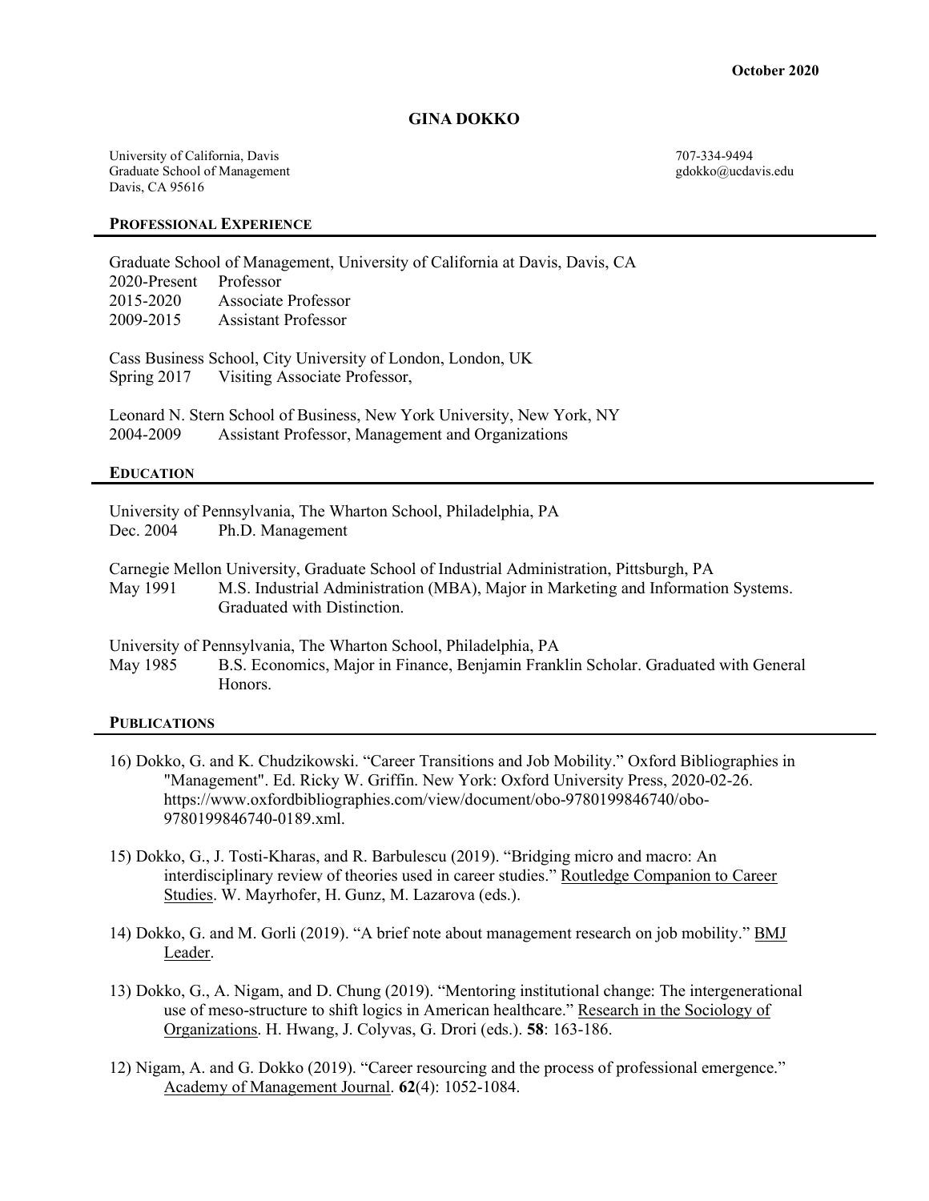October 2020

# GINA DOKKO

University of California, Davis
Graduate School of Management
Davis, CA 95616

707-334-9494
gdokko@ucdavis.edu

## PROFESSIONAL EXPERIENCE

Graduate School of Management, University of California at Davis, Davis, CA
2020-Present Professor
2015-2020 Associate Professor
2009-2015 Assistant Professor

Cass Business School, City University of London, London, UK
Spring 2017 Visiting Associate Professor,

Leonard N. Stern School of Business, New York University, New York, NY
2004-2009 Assistant Professor, Management and Organizations

## EDUCATION

University of Pennsylvania, The Wharton School, Philadelphia, PA
Dec. 2004 Ph.D. Management

Carnegie Mellon University, Graduate School of Industrial Administration, Pittsburgh, PA
May 1991 M.S. Industrial Administration (MBA), Major in Marketing and Information Systems. Graduated with Distinction.

University of Pennsylvania, The Wharton School, Philadelphia, PA
May 1985 B.S. Economics, Major in Finance, Benjamin Franklin Scholar. Graduated with General Honors.

## PUBLICATIONS

16) Dokko, G. and K. Chudzikowski. "Career Transitions and Job Mobility." Oxford Bibliographies in "Management". Ed. Ricky W. Griffin. New York: Oxford University Press, 2020-02-26. https://www.oxfordbibliographies.com/view/document/obo-9780199846740/obo-9780199846740-0189.xml.

15) Dokko, G., J. Tosti-Kharas, and R. Barbulescu (2019). "Bridging micro and macro: An interdisciplinary review of theories used in career studies." Routledge Companion to Career Studies. W. Mayrhofer, H. Gunz, M. Lazarova (eds.).

14) Dokko, G. and M. Gorli (2019). "A brief note about management research on job mobility." BMJ Leader.

13) Dokko, G., A. Nigam, and D. Chung (2019). "Mentoring institutional change: The intergenerational use of meso-structure to shift logics in American healthcare." Research in the Sociology of Organizations. H. Hwang, J. Colyvas, G. Drori (eds.). **58**: 163-186.

12) Nigam, A. and G. Dokko (2019). "Career resourcing and the process of professional emergence." Academy of Management Journal. **62**(4): 1052-1084.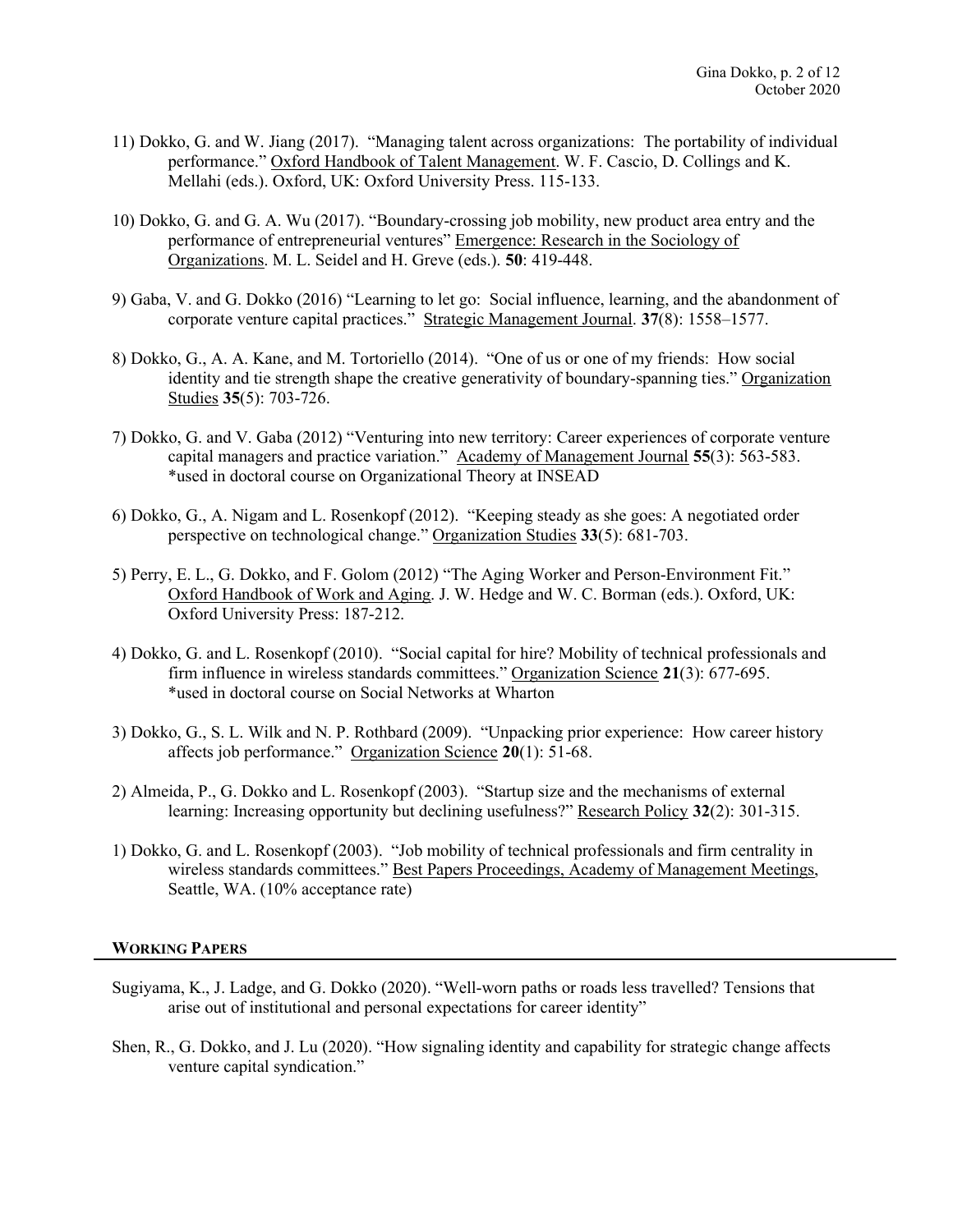11) Dokko, G. and W. Jiang (2017). "Managing talent across organizations: The portability of individual performance." Oxford Handbook of Talent Management. W. F. Cascio, D. Collings and K. Mellahi (eds.). Oxford, UK: Oxford University Press. 115-133.

10) Dokko, G. and G. A. Wu (2017). "Boundary-crossing job mobility, new product area entry and the performance of entrepreneurial ventures" Emergence: Research in the Sociology of Organizations. M. L. Seidel and H. Greve (eds.). **50**: 419-448.

9) Gaba, V. and G. Dokko (2016) "Learning to let go: Social influence, learning, and the abandonment of corporate venture capital practices." Strategic Management Journal. **37**(8): 1558–1577.

8) Dokko, G., A. A. Kane, and M. Tortoriello (2014). "One of us or one of my friends: How social identity and tie strength shape the creative generativity of boundary-spanning ties." Organization Studies **35**(5): 703-726.

7) Dokko, G. and V. Gaba (2012) "Venturing into new territory: Career experiences of corporate venture capital managers and practice variation." Academy of Management Journal **55**(3): 563-583.
*used in doctoral course on Organizational Theory at INSEAD

6) Dokko, G., A. Nigam and L. Rosenkopf (2012). "Keeping steady as she goes: A negotiated order perspective on technological change." Organization Studies **33**(5): 681-703.

5) Perry, E. L., G. Dokko, and F. Golom (2012) "The Aging Worker and Person-Environment Fit." Oxford Handbook of Work and Aging. J. W. Hedge and W. C. Borman (eds.). Oxford, UK: Oxford University Press: 187-212.

4) Dokko, G. and L. Rosenkopf (2010). "Social capital for hire? Mobility of technical professionals and firm influence in wireless standards committees." Organization Science **21**(3): 677-695.
*used in doctoral course on Social Networks at Wharton

3) Dokko, G., S. L. Wilk and N. P. Rothbard (2009). "Unpacking prior experience: How career history affects job performance." Organization Science **20**(1): 51-68.

2) Almeida, P., G. Dokko and L. Rosenkopf (2003). "Startup size and the mechanisms of external learning: Increasing opportunity but declining usefulness?" Research Policy **32**(2): 301-315.

1) Dokko, G. and L. Rosenkopf (2003). "Job mobility of technical professionals and firm centrality in wireless standards committees." Best Papers Proceedings, Academy of Management Meetings, Seattle, WA. (10% acceptance rate)

## WORKING PAPERS

Sugiyama, K., J. Ladge, and G. Dokko (2020). "Well-worn paths or roads less travelled? Tensions that arise out of institutional and personal expectations for career identity"

Shen, R., G. Dokko, and J. Lu (2020). "How signaling identity and capability for strategic change affects venture capital syndication."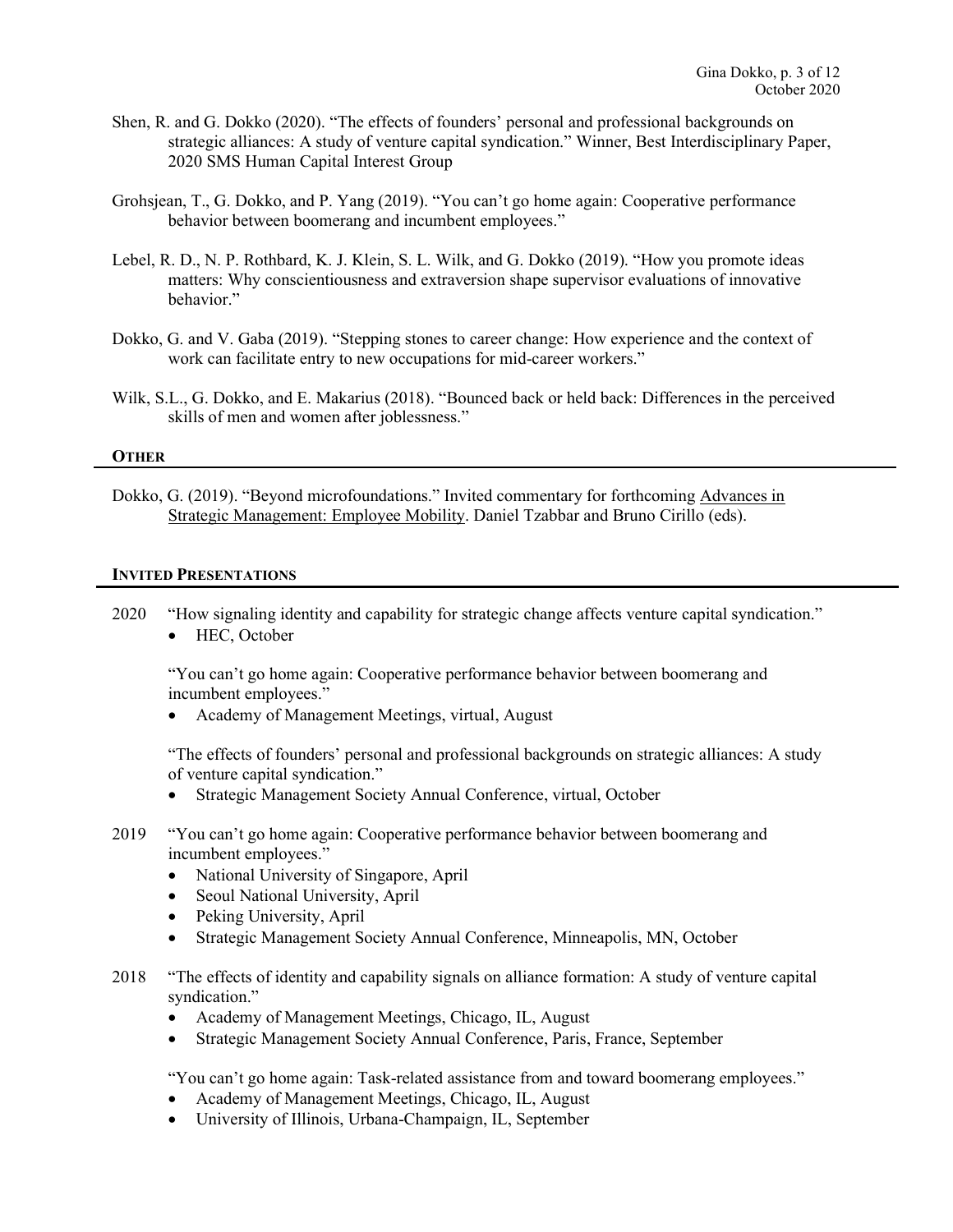Shen, R. and G. Dokko (2020). "The effects of founders' personal and professional backgrounds on strategic alliances: A study of venture capital syndication." Winner, Best Interdisciplinary Paper, 2020 SMS Human Capital Interest Group

Grohsjean, T., G. Dokko, and P. Yang (2019). "You can't go home again: Cooperative performance behavior between boomerang and incumbent employees."

Lebel, R. D., N. P. Rothbard, K. J. Klein, S. L. Wilk, and G. Dokko (2019). "How you promote ideas matters: Why conscientiousness and extraversion shape supervisor evaluations of innovative behavior."

Dokko, G. and V. Gaba (2019). "Stepping stones to career change: How experience and the context of work can facilitate entry to new occupations for mid-career workers."

Wilk, S.L., G. Dokko, and E. Makarius (2018). "Bounced back or held back: Differences in the perceived skills of men and women after joblessness."

## OTHER

Dokko, G. (2019). "Beyond microfoundations." Invited commentary for forthcoming Advances in Strategic Management: Employee Mobility. Daniel Tzabbar and Bruno Cirillo (eds).

## INVITED PRESENTATIONS

**2020**

"How signaling identity and capability for strategic change affects venture capital syndication."
- HEC, October

"You can't go home again: Cooperative performance behavior between boomerang and incumbent employees."
- Academy of Management Meetings, virtual, August

"The effects of founders' personal and professional backgrounds on strategic alliances: A study of venture capital syndication."
- Strategic Management Society Annual Conference, virtual, October

**2019**

"You can't go home again: Cooperative performance behavior between boomerang and incumbent employees."
- National University of Singapore, April
- Seoul National University, April
- Peking University, April
- Strategic Management Society Annual Conference, Minneapolis, MN, October

**2018**

"The effects of identity and capability signals on alliance formation: A study of venture capital syndication."
- Academy of Management Meetings, Chicago, IL, August
- Strategic Management Society Annual Conference, Paris, France, September

"You can't go home again: Task-related assistance from and toward boomerang employees."
- Academy of Management Meetings, Chicago, IL, August
- University of Illinois, Urbana-Champaign, IL, September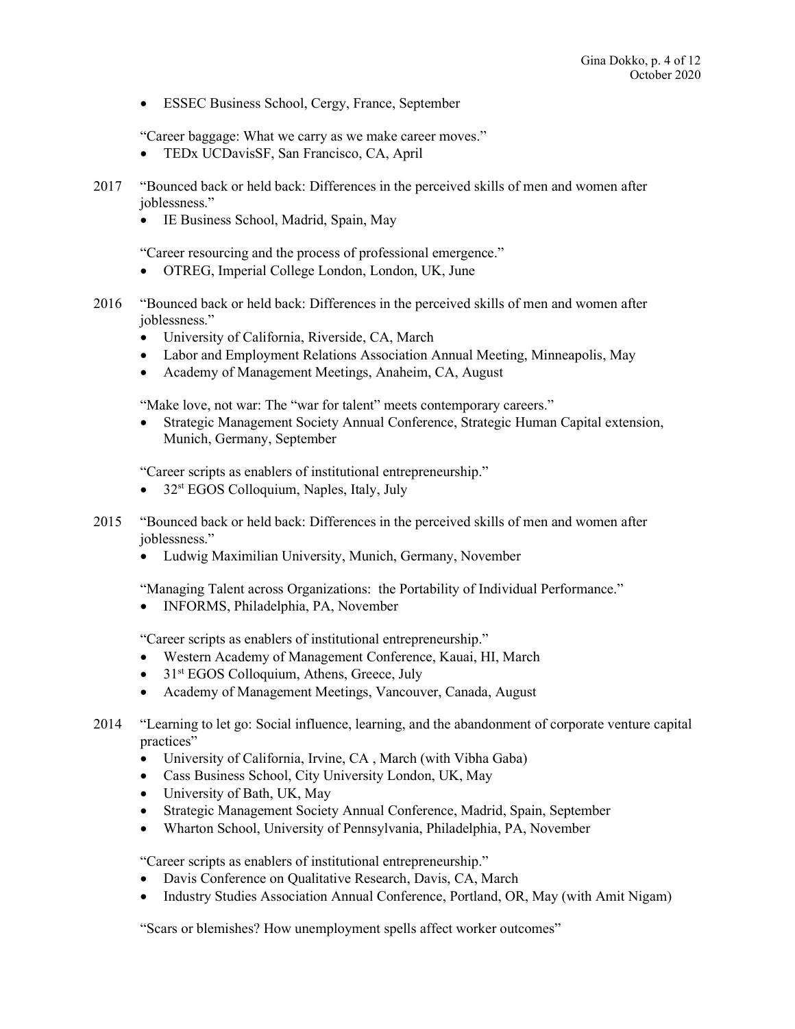- ESSEC Business School, Cergy, France, September

"Career baggage: What we carry as we make career moves."

- TEDx UCDavisSF, San Francisco, CA, April

2017 "Bounced back or held back: Differences in the perceived skills of men and women after joblessness."

- IE Business School, Madrid, Spain, May

"Career resourcing and the process of professional emergence."

- OTREG, Imperial College London, London, UK, June

2016 "Bounced back or held back: Differences in the perceived skills of men and women after joblessness."

- University of California, Riverside, CA, March
- Labor and Employment Relations Association Annual Meeting, Minneapolis, May
- Academy of Management Meetings, Anaheim, CA, August

"Make love, not war: The "war for talent" meets contemporary careers."

- Strategic Management Society Annual Conference, Strategic Human Capital extension, Munich, Germany, September

"Career scripts as enablers of institutional entrepreneurship."

- 32st EGOS Colloquium, Naples, Italy, July

2015 "Bounced back or held back: Differences in the perceived skills of men and women after joblessness."

- Ludwig Maximilian University, Munich, Germany, November

"Managing Talent across Organizations: the Portability of Individual Performance."

- INFORMS, Philadelphia, PA, November

"Career scripts as enablers of institutional entrepreneurship."

- Western Academy of Management Conference, Kauai, HI, March
- 31st EGOS Colloquium, Athens, Greece, July
- Academy of Management Meetings, Vancouver, Canada, August

2014 "Learning to let go: Social influence, learning, and the abandonment of corporate venture capital practices"

- University of California, Irvine, CA , March (with Vibha Gaba)
- Cass Business School, City University London, UK, May
- University of Bath, UK, May
- Strategic Management Society Annual Conference, Madrid, Spain, September
- Wharton School, University of Pennsylvania, Philadelphia, PA, November

"Career scripts as enablers of institutional entrepreneurship."

- Davis Conference on Qualitative Research, Davis, CA, March
- Industry Studies Association Annual Conference, Portland, OR, May (with Amit Nigam)

"Scars or blemishes? How unemployment spells affect worker outcomes"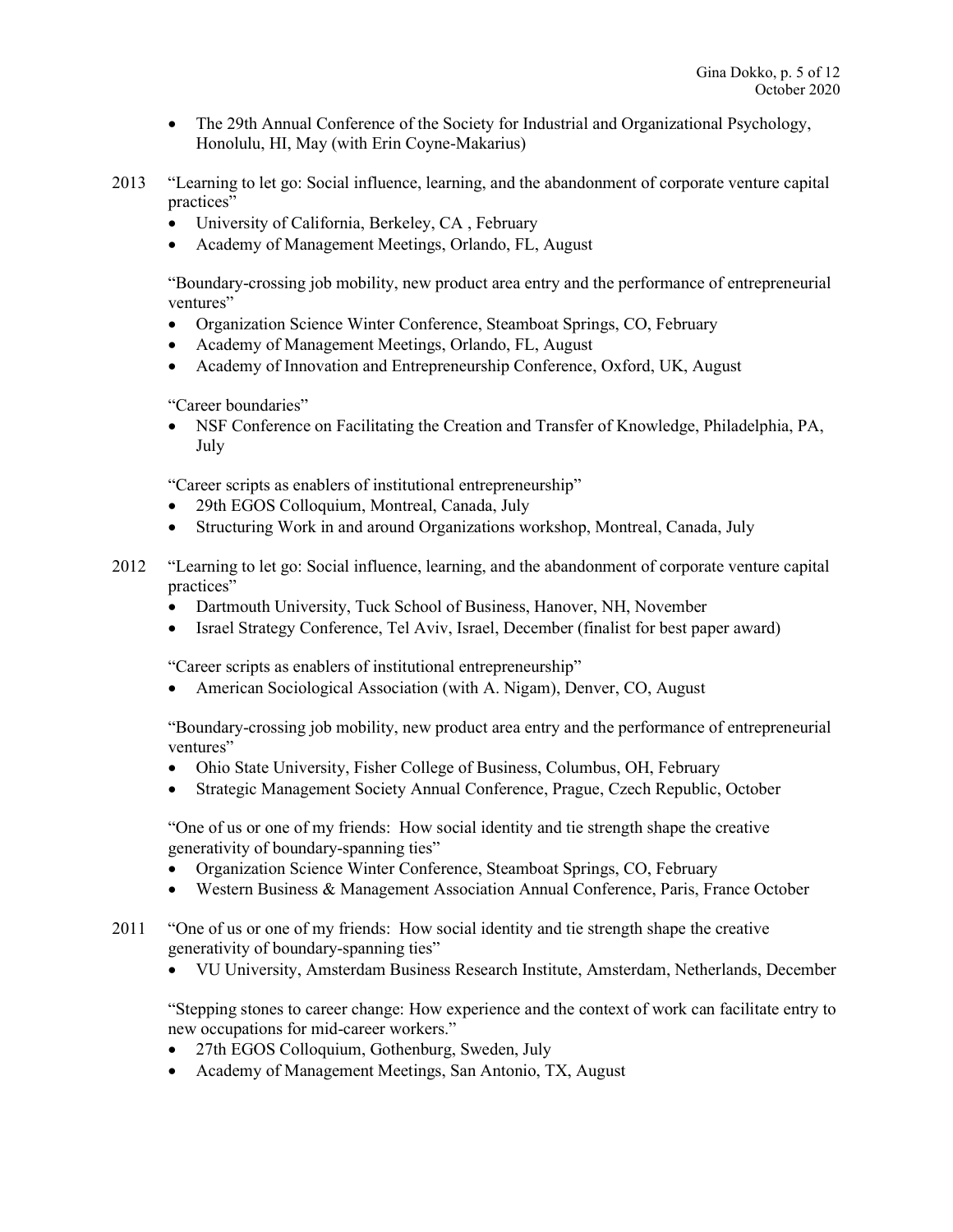- The 29th Annual Conference of the Society for Industrial and Organizational Psychology, Honolulu, HI, May (with Erin Coyne-Makarius)

2013 "Learning to let go: Social influence, learning, and the abandonment of corporate venture capital practices"
- University of California, Berkeley, CA , February
- Academy of Management Meetings, Orlando, FL, August

"Boundary-crossing job mobility, new product area entry and the performance of entrepreneurial ventures"
- Organization Science Winter Conference, Steamboat Springs, CO, February
- Academy of Management Meetings, Orlando, FL, August
- Academy of Innovation and Entrepreneurship Conference, Oxford, UK, August

"Career boundaries"
- NSF Conference on Facilitating the Creation and Transfer of Knowledge, Philadelphia, PA, July

"Career scripts as enablers of institutional entrepreneurship"
- 29th EGOS Colloquium, Montreal, Canada, July
- Structuring Work in and around Organizations workshop, Montreal, Canada, July

2012 "Learning to let go: Social influence, learning, and the abandonment of corporate venture capital practices"
- Dartmouth University, Tuck School of Business, Hanover, NH, November
- Israel Strategy Conference, Tel Aviv, Israel, December (finalist for best paper award)

"Career scripts as enablers of institutional entrepreneurship"
- American Sociological Association (with A. Nigam), Denver, CO, August

"Boundary-crossing job mobility, new product area entry and the performance of entrepreneurial ventures"
- Ohio State University, Fisher College of Business, Columbus, OH, February
- Strategic Management Society Annual Conference, Prague, Czech Republic, October

"One of us or one of my friends: How social identity and tie strength shape the creative generativity of boundary-spanning ties"
- Organization Science Winter Conference, Steamboat Springs, CO, February
- Western Business & Management Association Annual Conference, Paris, France October

2011 "One of us or one of my friends: How social identity and tie strength shape the creative generativity of boundary-spanning ties"
- VU University, Amsterdam Business Research Institute, Amsterdam, Netherlands, December

"Stepping stones to career change: How experience and the context of work can facilitate entry to new occupations for mid-career workers."
- 27th EGOS Colloquium, Gothenburg, Sweden, July
- Academy of Management Meetings, San Antonio, TX, August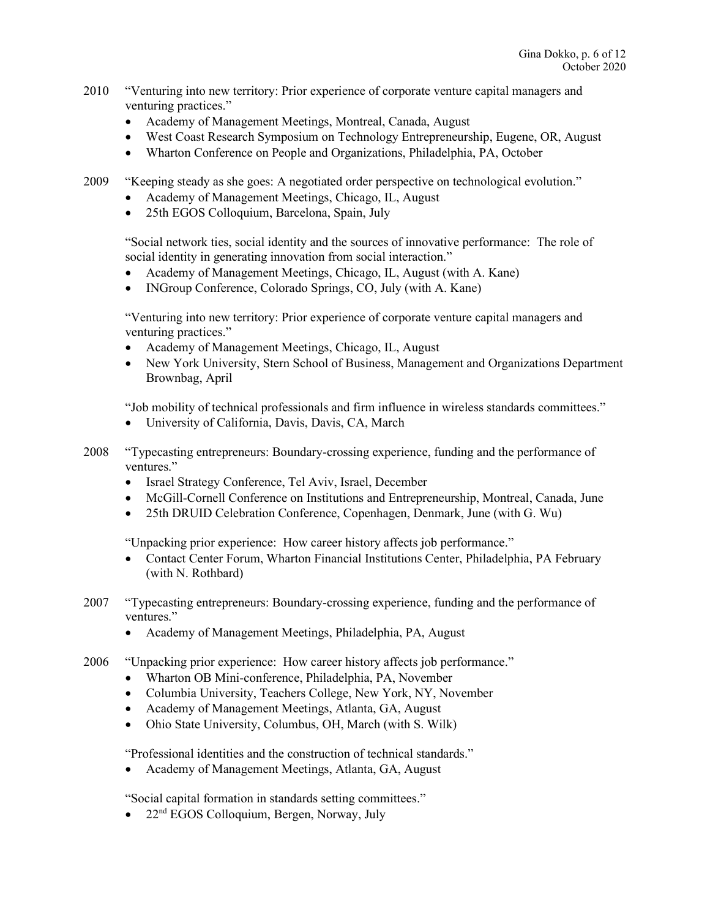2010 "Venturing into new territory: Prior experience of corporate venture capital managers and venturing practices."

- Academy of Management Meetings, Montreal, Canada, August
- West Coast Research Symposium on Technology Entrepreneurship, Eugene, OR, August
- Wharton Conference on People and Organizations, Philadelphia, PA, October

2009 "Keeping steady as she goes: A negotiated order perspective on technological evolution."

- Academy of Management Meetings, Chicago, IL, August
- 25th EGOS Colloquium, Barcelona, Spain, July

"Social network ties, social identity and the sources of innovative performance: The role of social identity in generating innovation from social interaction."

- Academy of Management Meetings, Chicago, IL, August (with A. Kane)
- INGroup Conference, Colorado Springs, CO, July (with A. Kane)

"Venturing into new territory: Prior experience of corporate venture capital managers and venturing practices."

- Academy of Management Meetings, Chicago, IL, August
- New York University, Stern School of Business, Management and Organizations Department Brownbag, April

"Job mobility of technical professionals and firm influence in wireless standards committees."

- University of California, Davis, Davis, CA, March

2008 "Typecasting entrepreneurs: Boundary-crossing experience, funding and the performance of ventures."

- Israel Strategy Conference, Tel Aviv, Israel, December
- McGill-Cornell Conference on Institutions and Entrepreneurship, Montreal, Canada, June
- 25th DRUID Celebration Conference, Copenhagen, Denmark, June (with G. Wu)

"Unpacking prior experience: How career history affects job performance."

- Contact Center Forum, Wharton Financial Institutions Center, Philadelphia, PA February (with N. Rothbard)

2007 "Typecasting entrepreneurs: Boundary-crossing experience, funding and the performance of ventures."

- Academy of Management Meetings, Philadelphia, PA, August

2006 "Unpacking prior experience: How career history affects job performance."

- Wharton OB Mini-conference, Philadelphia, PA, November
- Columbia University, Teachers College, New York, NY, November
- Academy of Management Meetings, Atlanta, GA, August
- Ohio State University, Columbus, OH, March (with S. Wilk)

"Professional identities and the construction of technical standards."

- Academy of Management Meetings, Atlanta, GA, August

"Social capital formation in standards setting committees."

- 22nd EGOS Colloquium, Bergen, Norway, July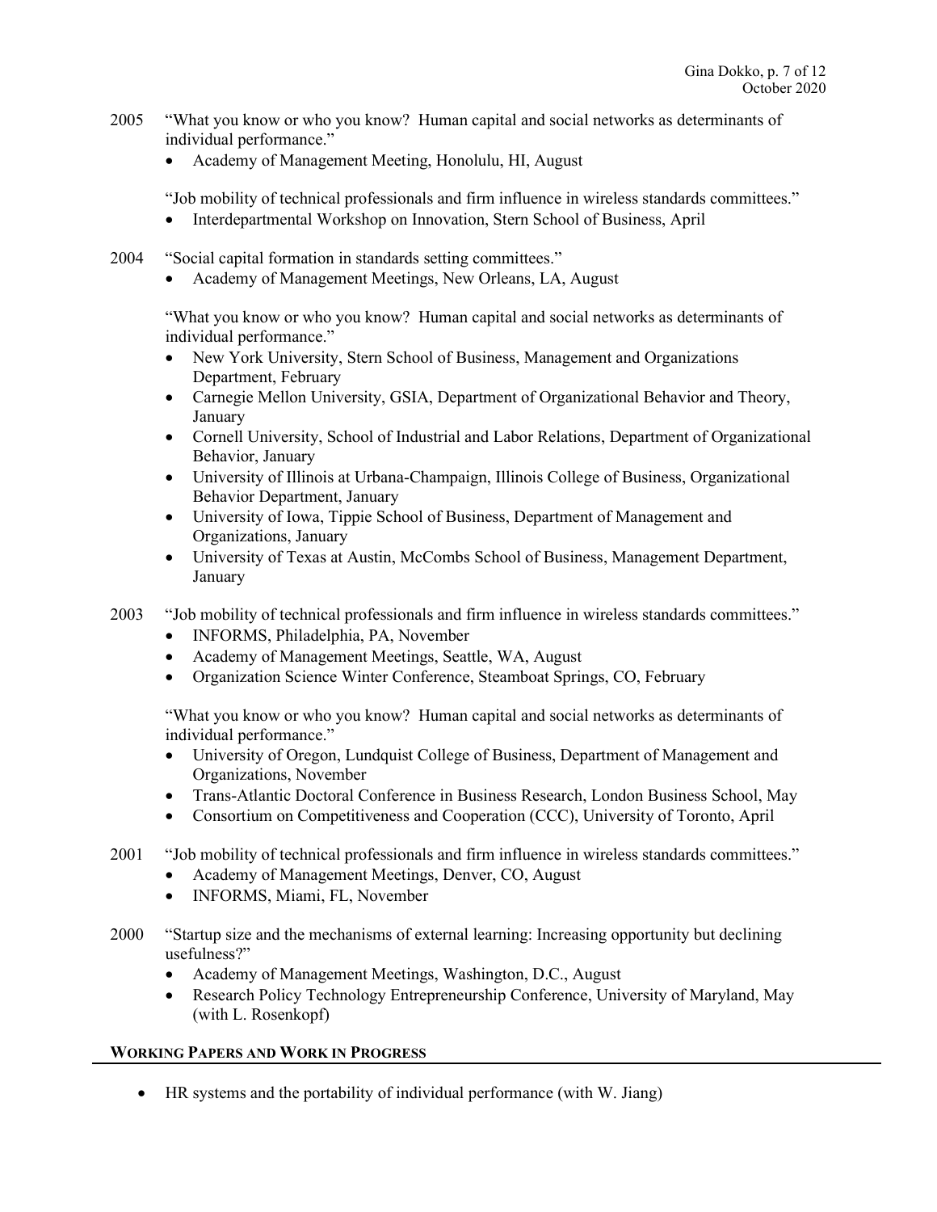2005 "What you know or who you know? Human capital and social networks as determinants of individual performance."

- Academy of Management Meeting, Honolulu, HI, August

"Job mobility of technical professionals and firm influence in wireless standards committees."

- Interdepartmental Workshop on Innovation, Stern School of Business, April

2004 "Social capital formation in standards setting committees."

- Academy of Management Meetings, New Orleans, LA, August

"What you know or who you know? Human capital and social networks as determinants of individual performance."

- New York University, Stern School of Business, Management and Organizations Department, February
- Carnegie Mellon University, GSIA, Department of Organizational Behavior and Theory, January
- Cornell University, School of Industrial and Labor Relations, Department of Organizational Behavior, January
- University of Illinois at Urbana-Champaign, Illinois College of Business, Organizational Behavior Department, January
- University of Iowa, Tippie School of Business, Department of Management and Organizations, January
- University of Texas at Austin, McCombs School of Business, Management Department, January

2003 "Job mobility of technical professionals and firm influence in wireless standards committees."

- INFORMS, Philadelphia, PA, November
- Academy of Management Meetings, Seattle, WA, August
- Organization Science Winter Conference, Steamboat Springs, CO, February

"What you know or who you know? Human capital and social networks as determinants of individual performance."

- University of Oregon, Lundquist College of Business, Department of Management and Organizations, November
- Trans-Atlantic Doctoral Conference in Business Research, London Business School, May
- Consortium on Competitiveness and Cooperation (CCC), University of Toronto, April

2001 "Job mobility of technical professionals and firm influence in wireless standards committees."

- Academy of Management Meetings, Denver, CO, August
- INFORMS, Miami, FL, November

2000 "Startup size and the mechanisms of external learning: Increasing opportunity but declining usefulness?"

- Academy of Management Meetings, Washington, D.C., August
- Research Policy Technology Entrepreneurship Conference, University of Maryland, May (with L. Rosenkopf)

## WORKING PAPERS AND WORK IN PROGRESS

- HR systems and the portability of individual performance (with W. Jiang)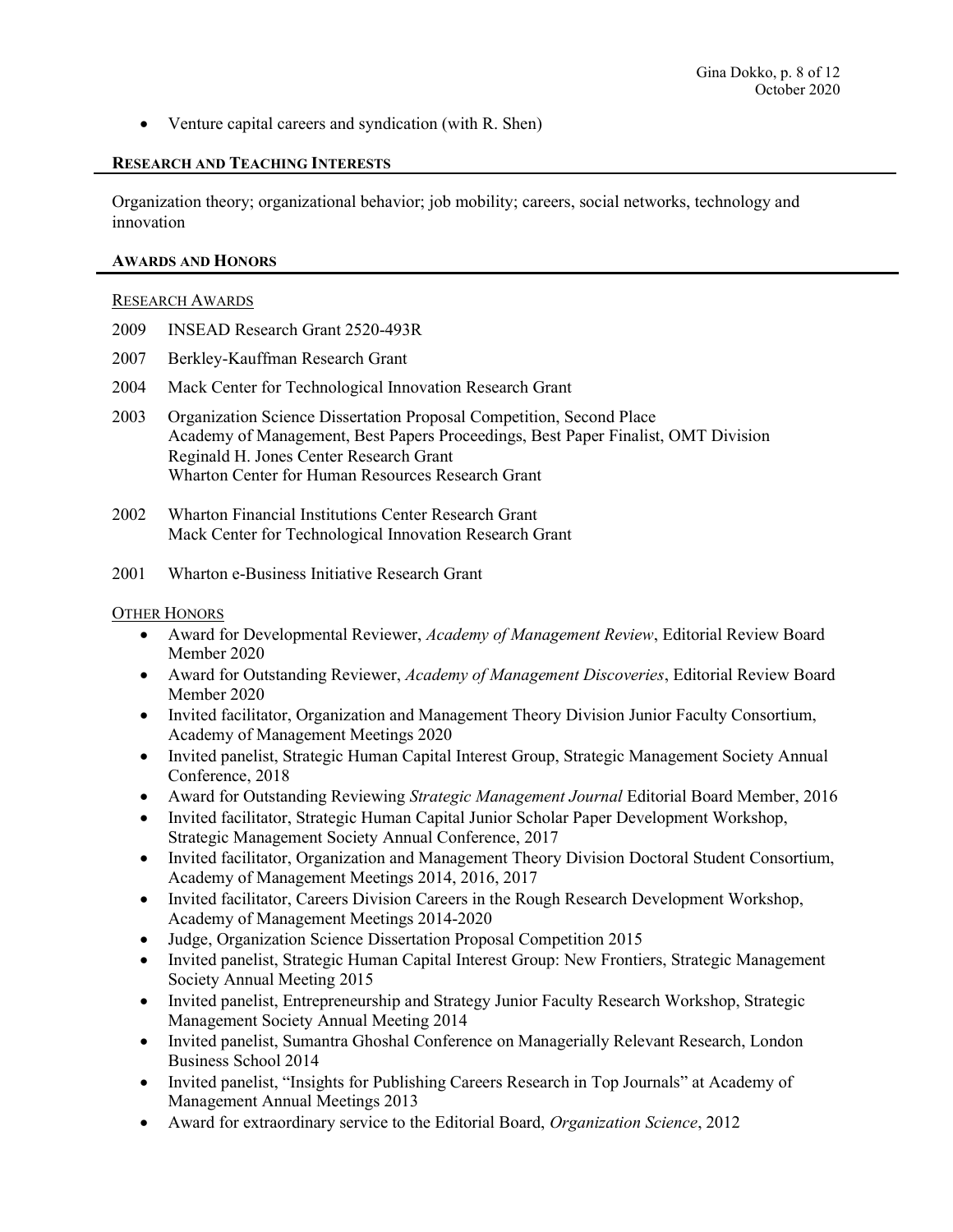- Venture capital careers and syndication (with R. Shen)

## RESEARCH AND TEACHING INTERESTS

Organization theory; organizational behavior; job mobility; careers, social networks, technology and innovation

## AWARDS AND HONORS

### RESEARCH AWARDS

2009 INSEAD Research Grant 2520-493R

2007 Berkley-Kauffman Research Grant

2004 Mack Center for Technological Innovation Research Grant

2003 Organization Science Dissertation Proposal Competition, Second Place
Academy of Management, Best Papers Proceedings, Best Paper Finalist, OMT Division
Reginald H. Jones Center Research Grant
Wharton Center for Human Resources Research Grant

2002 Wharton Financial Institutions Center Research Grant
Mack Center for Technological Innovation Research Grant

2001 Wharton e-Business Initiative Research Grant

### OTHER HONORS

- Award for Developmental Reviewer, *Academy of Management Review*, Editorial Review Board Member 2020
- Award for Outstanding Reviewer, *Academy of Management Discoveries*, Editorial Review Board Member 2020
- Invited facilitator, Organization and Management Theory Division Junior Faculty Consortium, Academy of Management Meetings 2020
- Invited panelist, Strategic Human Capital Interest Group, Strategic Management Society Annual Conference, 2018
- Award for Outstanding Reviewing *Strategic Management Journal* Editorial Board Member, 2016
- Invited facilitator, Strategic Human Capital Junior Scholar Paper Development Workshop, Strategic Management Society Annual Conference, 2017
- Invited facilitator, Organization and Management Theory Division Doctoral Student Consortium, Academy of Management Meetings 2014, 2016, 2017
- Invited facilitator, Careers Division Careers in the Rough Research Development Workshop, Academy of Management Meetings 2014-2020
- Judge, Organization Science Dissertation Proposal Competition 2015
- Invited panelist, Strategic Human Capital Interest Group: New Frontiers, Strategic Management Society Annual Meeting 2015
- Invited panelist, Entrepreneurship and Strategy Junior Faculty Research Workshop, Strategic Management Society Annual Meeting 2014
- Invited panelist, Sumantra Ghoshal Conference on Managerially Relevant Research, London Business School 2014
- Invited panelist, "Insights for Publishing Careers Research in Top Journals" at Academy of Management Annual Meetings 2013
- Award for extraordinary service to the Editorial Board, *Organization Science*, 2012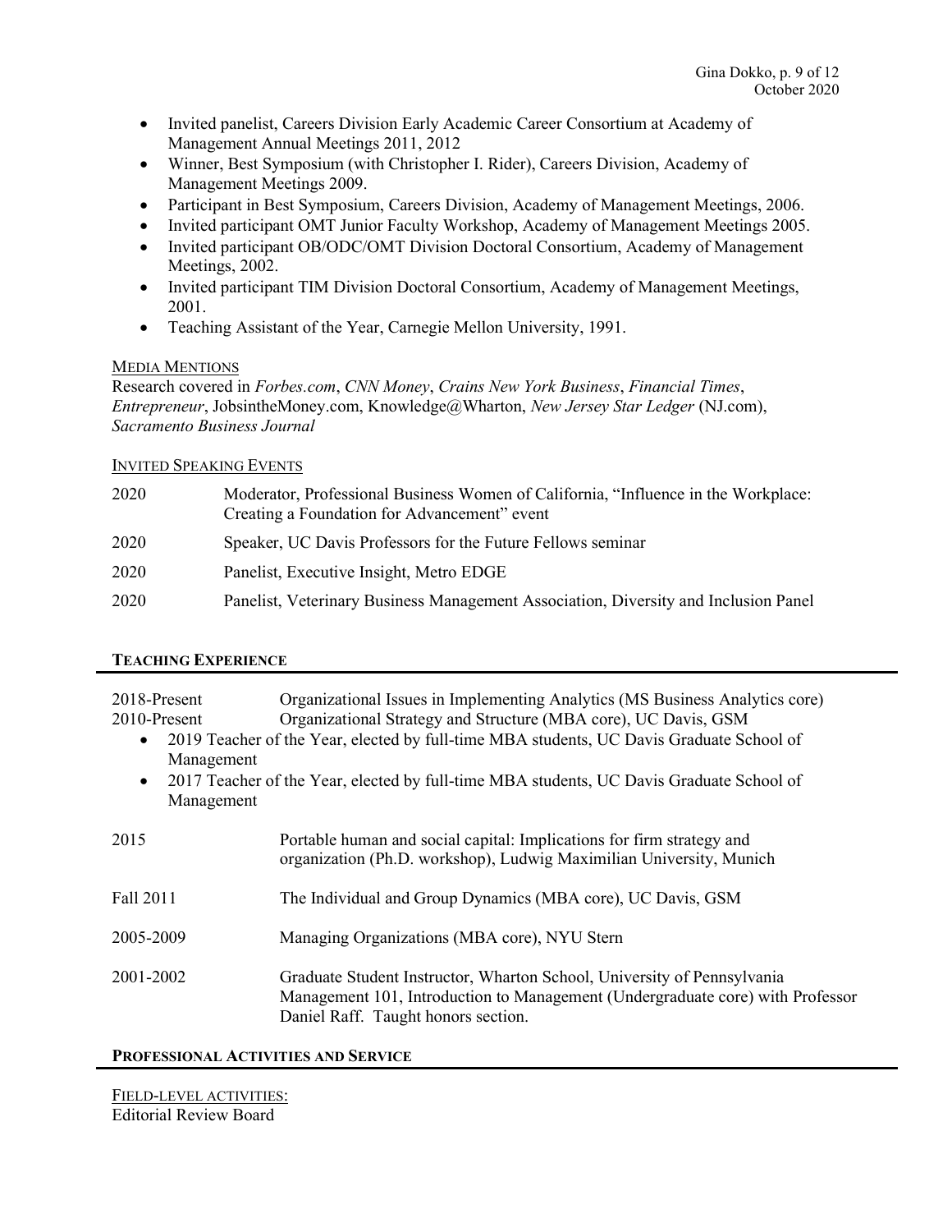- Invited panelist, Careers Division Early Academic Career Consortium at Academy of Management Annual Meetings 2011, 2012
- Winner, Best Symposium (with Christopher I. Rider), Careers Division, Academy of Management Meetings 2009.
- Participant in Best Symposium, Careers Division, Academy of Management Meetings, 2006.
- Invited participant OMT Junior Faculty Workshop, Academy of Management Meetings 2005.
- Invited participant OB/ODC/OMT Division Doctoral Consortium, Academy of Management Meetings, 2002.
- Invited participant TIM Division Doctoral Consortium, Academy of Management Meetings, 2001.
- Teaching Assistant of the Year, Carnegie Mellon University, 1991.

MEDIA MENTIONS

Research covered in *Forbes.com*, *CNN Money*, *Crains New York Business*, *Financial Times*, *Entrepreneur*, JobsintheMoney.com, Knowledge@Wharton, *New Jersey Star Ledger* (NJ.com), *Sacramento Business Journal*

INVITED SPEAKING EVENTS

| | |
|---|---|
| 2020 | Moderator, Professional Business Women of California, "Influence in the Workplace: Creating a Foundation for Advancement" event |
| 2020 | Speaker, UC Davis Professors for the Future Fellows seminar |
| 2020 | Panelist, Executive Insight, Metro EDGE |
| 2020 | Panelist, Veterinary Business Management Association, Diversity and Inclusion Panel |

## TEACHING EXPERIENCE

2018-Present Organizational Issues in Implementing Analytics (MS Business Analytics core)

2010-Present Organizational Strategy and Structure (MBA core), UC Davis, GSM

- 2019 Teacher of the Year, elected by full-time MBA students, UC Davis Graduate School of Management
- 2017 Teacher of the Year, elected by full-time MBA students, UC Davis Graduate School of Management

| | |
|---|---|
| 2015 | Portable human and social capital: Implications for firm strategy and organization (Ph.D. workshop), Ludwig Maximilian University, Munich |
| Fall 2011 | The Individual and Group Dynamics (MBA core), UC Davis, GSM |
| 2005-2009 | Managing Organizations (MBA core), NYU Stern |
| 2001-2002 | Graduate Student Instructor, Wharton School, University of Pennsylvania Management 101, Introduction to Management (Undergraduate core) with Professor Daniel Raff. Taught honors section. |

## PROFESSIONAL ACTIVITIES AND SERVICE

FIELD-LEVEL ACTIVITIES:

Editorial Review Board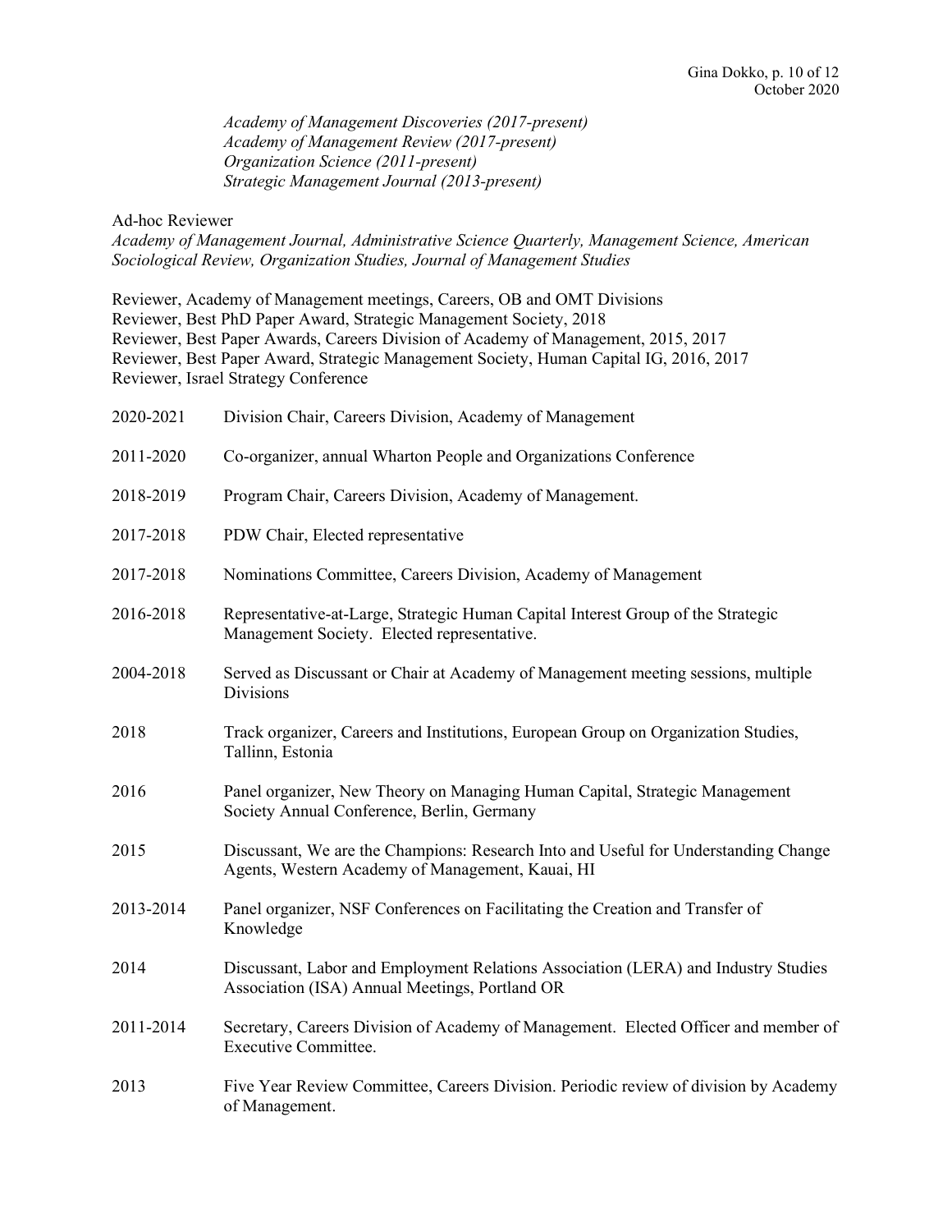*Academy of Management Discoveries (2017-present)*
*Academy of Management Review (2017-present)*
*Organization Science (2011-present)*
*Strategic Management Journal (2013-present)*

Ad-hoc Reviewer
*Academy of Management Journal, Administrative Science Quarterly, Management Science, American Sociological Review, Organization Studies, Journal of Management Studies*

Reviewer, Academy of Management meetings, Careers, OB and OMT Divisions
Reviewer, Best PhD Paper Award, Strategic Management Society, 2018
Reviewer, Best Paper Awards, Careers Division of Academy of Management, 2015, 2017
Reviewer, Best Paper Award, Strategic Management Society, Human Capital IG, 2016, 2017
Reviewer, Israel Strategy Conference

| | |
|---|---|
| 2020-2021 | Division Chair, Careers Division, Academy of Management |
| 2011-2020 | Co-organizer, annual Wharton People and Organizations Conference |
| 2018-2019 | Program Chair, Careers Division, Academy of Management. |
| 2017-2018 | PDW Chair, Elected representative |
| 2017-2018 | Nominations Committee, Careers Division, Academy of Management |
| 2016-2018 | Representative-at-Large, Strategic Human Capital Interest Group of the Strategic Management Society. Elected representative. |
| 2004-2018 | Served as Discussant or Chair at Academy of Management meeting sessions, multiple Divisions |
| 2018 | Track organizer, Careers and Institutions, European Group on Organization Studies, Tallinn, Estonia |
| 2016 | Panel organizer, New Theory on Managing Human Capital, Strategic Management Society Annual Conference, Berlin, Germany |
| 2015 | Discussant, We are the Champions: Research Into and Useful for Understanding Change Agents, Western Academy of Management, Kauai, HI |
| 2013-2014 | Panel organizer, NSF Conferences on Facilitating the Creation and Transfer of Knowledge |
| 2014 | Discussant, Labor and Employment Relations Association (LERA) and Industry Studies Association (ISA) Annual Meetings, Portland OR |
| 2011-2014 | Secretary, Careers Division of Academy of Management. Elected Officer and member of Executive Committee. |
| 2013 | Five Year Review Committee, Careers Division. Periodic review of division by Academy of Management. |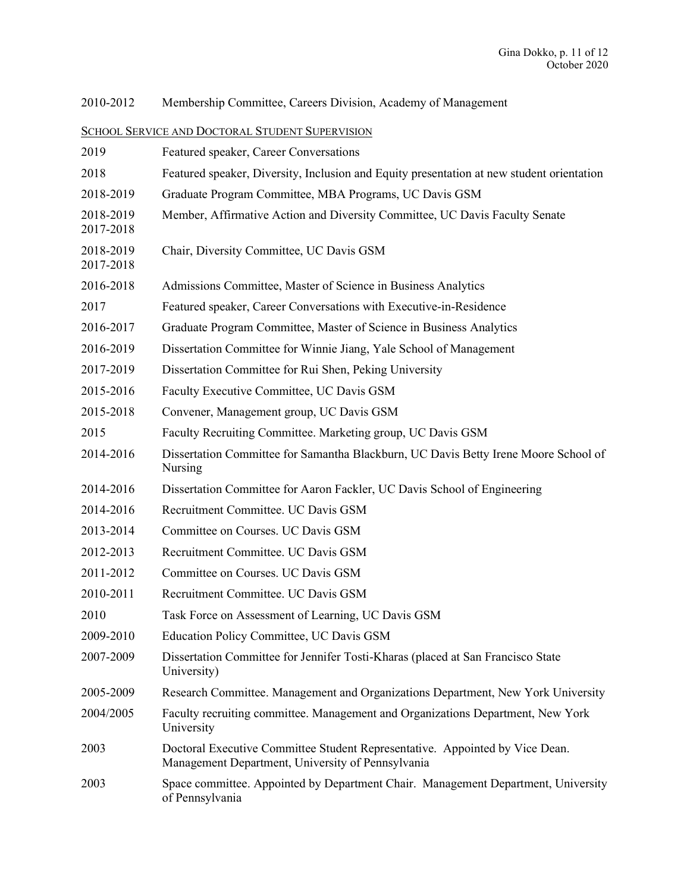2010-2012 Membership Committee, Careers Division, Academy of Management

SCHOOL SERVICE AND DOCTORAL STUDENT SUPERVISION

| | |
|---|---|
| 2019 | Featured speaker, Career Conversations |
| 2018 | Featured speaker, Diversity, Inclusion and Equity presentation at new student orientation |
| 2018-2019 | Graduate Program Committee, MBA Programs, UC Davis GSM |
| 2018-2019<br>2017-2018 | Member, Affirmative Action and Diversity Committee, UC Davis Faculty Senate |
| 2018-2019<br>2017-2018 | Chair, Diversity Committee, UC Davis GSM |
| 2016-2018 | Admissions Committee, Master of Science in Business Analytics |
| 2017 | Featured speaker, Career Conversations with Executive-in-Residence |
| 2016-2017 | Graduate Program Committee, Master of Science in Business Analytics |
| 2016-2019 | Dissertation Committee for Winnie Jiang, Yale School of Management |
| 2017-2019 | Dissertation Committee for Rui Shen, Peking University |
| 2015-2016 | Faculty Executive Committee, UC Davis GSM |
| 2015-2018 | Convener, Management group, UC Davis GSM |
| 2015 | Faculty Recruiting Committee. Marketing group, UC Davis GSM |
| 2014-2016 | Dissertation Committee for Samantha Blackburn, UC Davis Betty Irene Moore School of Nursing |
| 2014-2016 | Dissertation Committee for Aaron Fackler, UC Davis School of Engineering |
| 2014-2016 | Recruitment Committee. UC Davis GSM |
| 2013-2014 | Committee on Courses. UC Davis GSM |
| 2012-2013 | Recruitment Committee. UC Davis GSM |
| 2011-2012 | Committee on Courses. UC Davis GSM |
| 2010-2011 | Recruitment Committee. UC Davis GSM |
| 2010 | Task Force on Assessment of Learning, UC Davis GSM |
| 2009-2010 | Education Policy Committee, UC Davis GSM |
| 2007-2009 | Dissertation Committee for Jennifer Tosti-Kharas (placed at San Francisco State University) |
| 2005-2009 | Research Committee. Management and Organizations Department, New York University |
| 2004/2005 | Faculty recruiting committee. Management and Organizations Department, New York University |
| 2003 | Doctoral Executive Committee Student Representative. Appointed by Vice Dean. Management Department, University of Pennsylvania |
| 2003 | Space committee. Appointed by Department Chair. Management Department, University of Pennsylvania |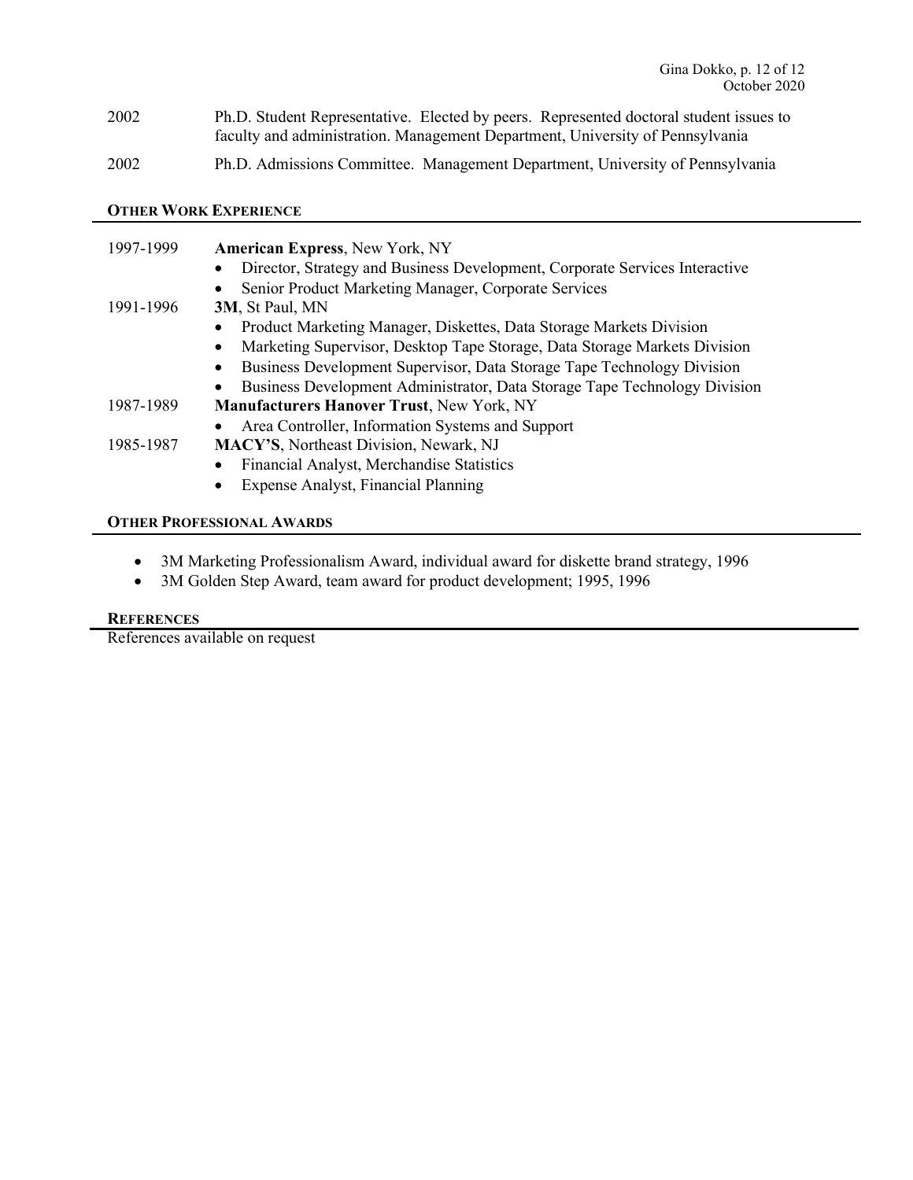2002 Ph.D. Student Representative. Elected by peers. Represented doctoral student issues to faculty and administration. Management Department, University of Pennsylvania

2002 Ph.D. Admissions Committee. Management Department, University of Pennsylvania

## OTHER WORK EXPERIENCE

1997-1999 **American Express**, New York, NY
- Director, Strategy and Business Development, Corporate Services Interactive
- Senior Product Marketing Manager, Corporate Services

1991-1996 **3M**, St Paul, MN
- Product Marketing Manager, Diskettes, Data Storage Markets Division
- Marketing Supervisor, Desktop Tape Storage, Data Storage Markets Division
- Business Development Supervisor, Data Storage Tape Technology Division
- Business Development Administrator, Data Storage Tape Technology Division

1987-1989 **Manufacturers Hanover Trust**, New York, NY
- Area Controller, Information Systems and Support

1985-1987 **MACY'S**, Northeast Division, Newark, NJ
- Financial Analyst, Merchandise Statistics
- Expense Analyst, Financial Planning

## OTHER PROFESSIONAL AWARDS

- 3M Marketing Professionalism Award, individual award for diskette brand strategy, 1996
- 3M Golden Step Award, team award for product development; 1995, 1996

## REFERENCES

References available on request